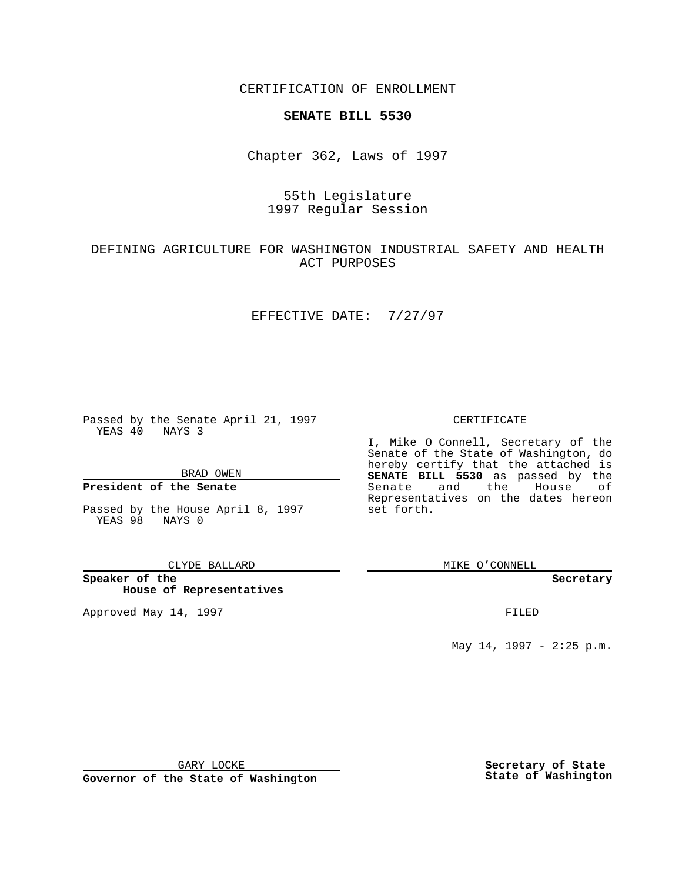CERTIFICATION OF ENROLLMENT

**SENATE BILL 5530**

Chapter 362, Laws of 1997

55th Legislature
1997 Regular Session

DEFINING AGRICULTURE FOR WASHINGTON INDUSTRIAL SAFETY AND HEALTH ACT PURPOSES

EFFECTIVE DATE: 7/27/97

Passed by the Senate April 21, 1997
YEAS 40 NAYS 3

BRAD OWEN

**President of the Senate**

Passed by the House April 8, 1997
YEAS 98 NAYS 0

CLYDE BALLARD

**Speaker of the House of Representatives**

Approved May 14, 1997

GARY LOCKE

**Governor of the State of Washington**

CERTIFICATE

I, Mike O Connell, Secretary of the Senate of the State of Washington, do hereby certify that the attached is **SENATE BILL 5530** as passed by the Senate and the House of Representatives on the dates hereon set forth.

MIKE O'CONNELL

**Secretary**

FILED

May 14, 1997 - 2:25 p.m.

**Secretary of State**
**State of Washington**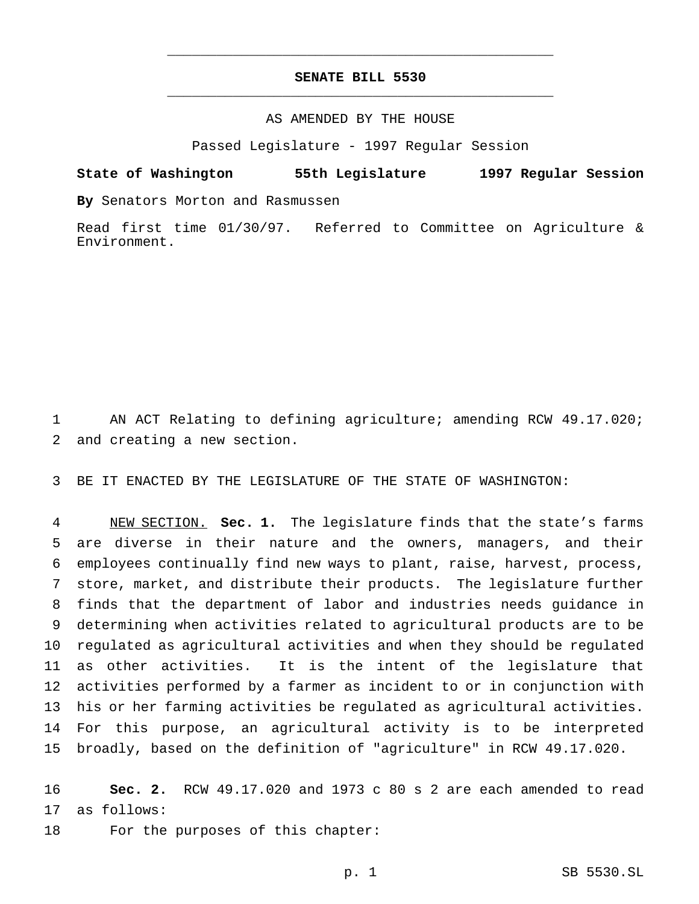# SENATE BILL 5530

AS AMENDED BY THE HOUSE

Passed Legislature - 1997 Regular Session

**State of Washington 55th Legislature 1997 Regular Session**

**By** Senators Morton and Rasmussen

Read first time 01/30/97. Referred to Committee on Agriculture & Environment.

AN ACT Relating to defining agriculture; amending RCW 49.17.020; and creating a new section.

BE IT ENACTED BY THE LEGISLATURE OF THE STATE OF WASHINGTON:

NEW SECTION. **Sec. 1.** The legislature finds that the state's farms are diverse in their nature and the owners, managers, and their employees continually find new ways to plant, raise, harvest, process, store, market, and distribute their products. The legislature further finds that the department of labor and industries needs guidance in determining when activities related to agricultural products are to be regulated as agricultural activities and when they should be regulated as other activities. It is the intent of the legislature that activities performed by a farmer as incident to or in conjunction with his or her farming activities be regulated as agricultural activities. For this purpose, an agricultural activity is to be interpreted broadly, based on the definition of "agriculture" in RCW 49.17.020.

**Sec. 2.** RCW 49.17.020 and 1973 c 80 s 2 are each amended to read as follows:

For the purposes of this chapter: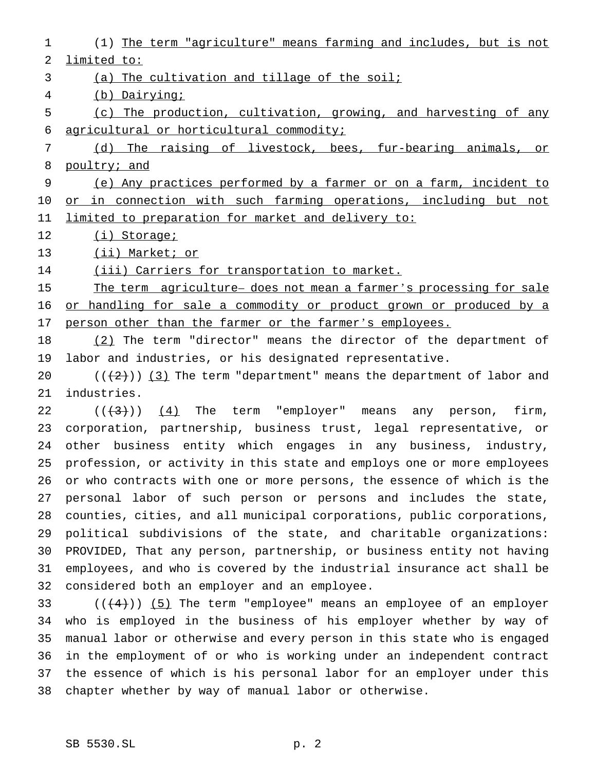(1) The term "agriculture" means farming and includes, but is not limited to:

(a) The cultivation and tillage of the soil;

(b) Dairying;

(c) The production, cultivation, growing, and harvesting of any agricultural or horticultural commodity;

(d) The raising of livestock, bees, fur-bearing animals, or poultry; and

(e) Any practices performed by a farmer or on a farm, incident to or in connection with such farming operations, including but not limited to preparation for market and delivery to:

(i) Storage;

(ii) Market; or

(iii) Carriers for transportation to market.

The term agriculture— does not mean a farmer's processing for sale or handling for sale a commodity or product grown or produced by a person other than the farmer or the farmer's employees.

(2) The term "director" means the director of the department of labor and industries, or his designated representative.

(((2))) (3) The term "department" means the department of labor and industries.

(((3))) (4) The term "employer" means any person, firm, corporation, partnership, business trust, legal representative, or other business entity which engages in any business, industry, profession, or activity in this state and employs one or more employees or who contracts with one or more persons, the essence of which is the personal labor of such person or persons and includes the state, counties, cities, and all municipal corporations, public corporations, political subdivisions of the state, and charitable organizations: PROVIDED, That any person, partnership, or business entity not having employees, and who is covered by the industrial insurance act shall be considered both an employer and an employee.

(((4))) (5) The term "employee" means an employee of an employer who is employed in the business of his employer whether by way of manual labor or otherwise and every person in this state who is engaged in the employment of or who is working under an independent contract the essence of which is his personal labor for an employer under this chapter whether by way of manual labor or otherwise.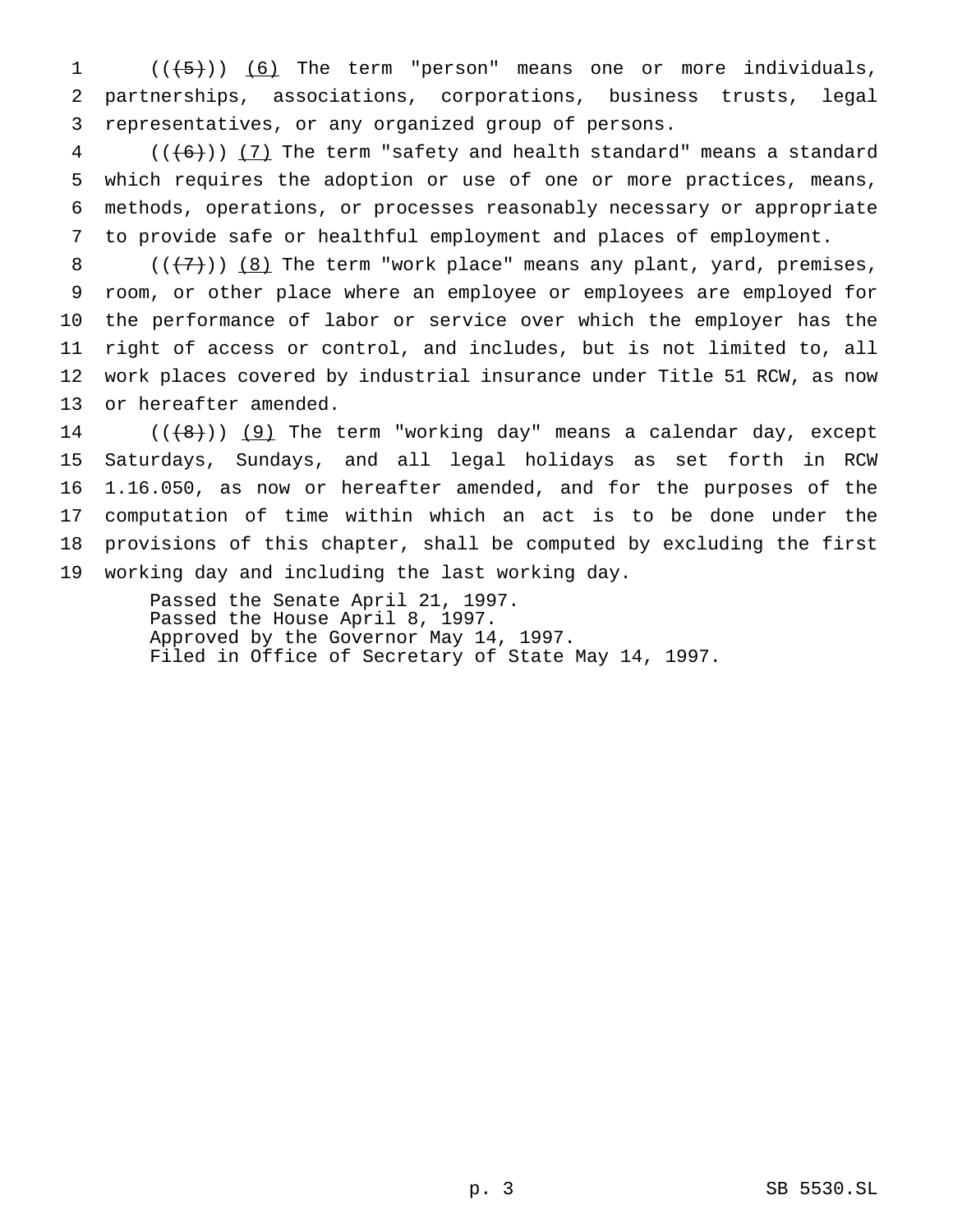((~~(5)~~)) (6) The term "person" means one or more individuals, partnerships, associations, corporations, business trusts, legal representatives, or any organized group of persons.

((~~(6)~~)) (7) The term "safety and health standard" means a standard which requires the adoption or use of one or more practices, means, methods, operations, or processes reasonably necessary or appropriate to provide safe or healthful employment and places of employment.

((~~(7)~~)) (8) The term "work place" means any plant, yard, premises, room, or other place where an employee or employees are employed for the performance of labor or service over which the employer has the right of access or control, and includes, but is not limited to, all work places covered by industrial insurance under Title 51 RCW, as now or hereafter amended.

((~~(8)~~)) (9) The term "working day" means a calendar day, except Saturdays, Sundays, and all legal holidays as set forth in RCW 1.16.050, as now or hereafter amended, and for the purposes of the computation of time within which an act is to be done under the provisions of this chapter, shall be computed by excluding the first working day and including the last working day.

Passed the Senate April 21, 1997.
Passed the House April 8, 1997.
Approved by the Governor May 14, 1997.
Filed in Office of Secretary of State May 14, 1997.